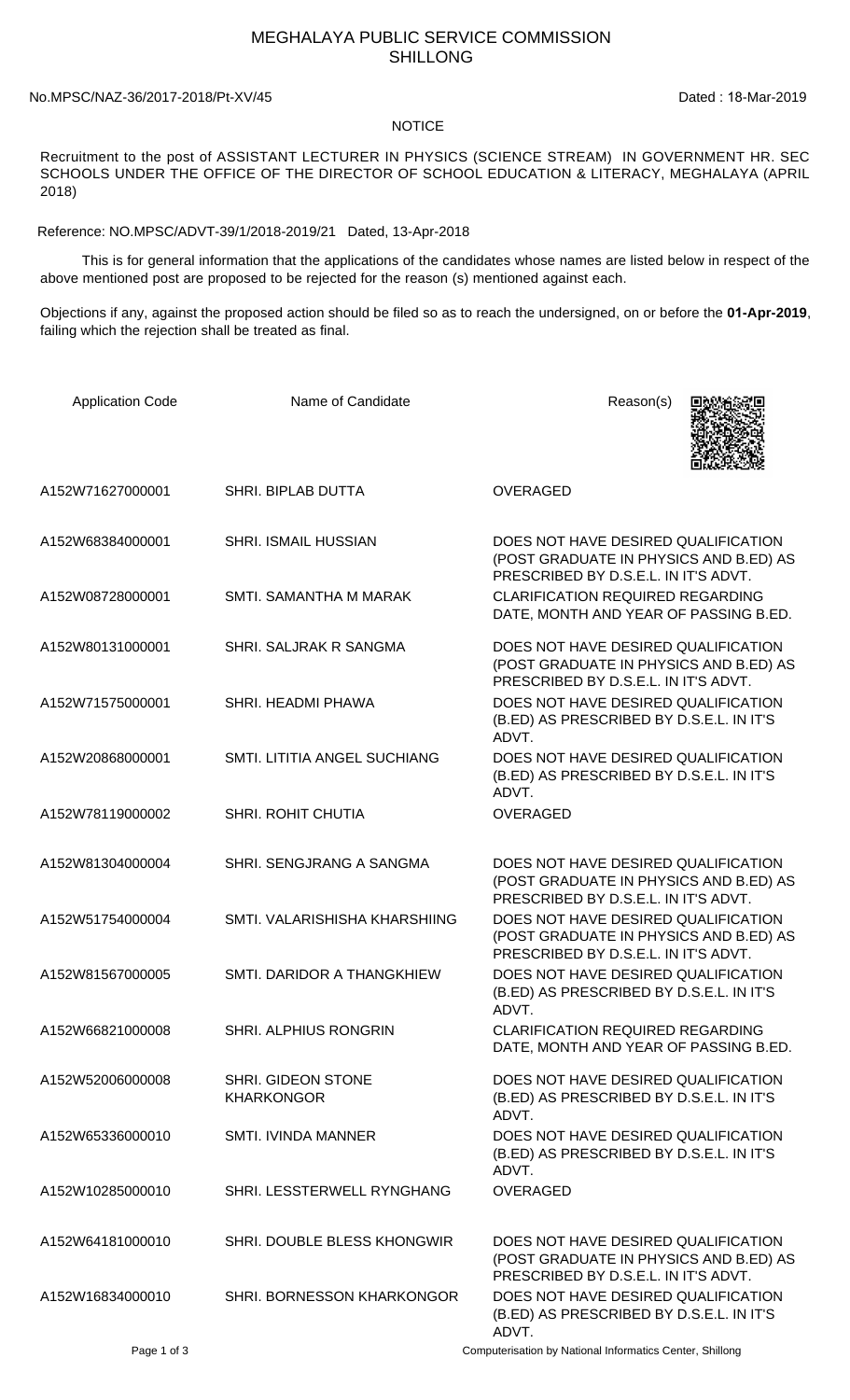# MEGHALAYA PUBLIC SERVICE COMMISSION
## SHILLONG

No.MPSC/NAZ-36/2017-2018/Pt-XV/45 Dated : 18-Mar-2019

### NOTICE

Recruitment to the post of ASSISTANT LECTURER IN PHYSICS (SCIENCE STREAM) IN GOVERNMENT HR. SEC SCHOOLS UNDER THE OFFICE OF THE DIRECTOR OF SCHOOL EDUCATION & LITERACY, MEGHALAYA (APRIL 2018)

Reference: NO.MPSC/ADVT-39/1/2018-2019/21 Dated, 13-Apr-2018

This is for general information that the applications of the candidates whose names are listed below in respect of the above mentioned post are proposed to be rejected for the reason (s) mentioned against each.

Objections if any, against the proposed action should be filed so as to reach the undersigned, on or before the **01-Apr-2019**, failing which the rejection shall be treated as final.

| Application Code | Name of Candidate | Reason(s) |
|---|---|---|
| A152W71627000001 | SHRI. BIPLAB DUTTA | OVERAGED |
| A152W68384000001 | SHRI. ISMAIL HUSSIAN | DOES NOT HAVE DESIRED QUALIFICATION (POST GRADUATE IN PHYSICS AND B.ED) AS PRESCRIBED BY D.S.E.L. IN IT'S ADVT. |
| A152W08728000001 | SMTI. SAMANTHA M MARAK | CLARIFICATION REQUIRED REGARDING DATE, MONTH AND YEAR OF PASSING B.ED. |
| A152W80131000001 | SHRI. SALJRAK R SANGMA | DOES NOT HAVE DESIRED QUALIFICATION (POST GRADUATE IN PHYSICS AND B.ED) AS PRESCRIBED BY D.S.E.L. IN IT'S ADVT. |
| A152W71575000001 | SHRI. HEADMI PHAWA | DOES NOT HAVE DESIRED QUALIFICATION (B.ED) AS PRESCRIBED BY D.S.E.L. IN IT'S ADVT. |
| A152W20868000001 | SMTI. LITITIA ANGEL SUCHIANG | DOES NOT HAVE DESIRED QUALIFICATION (B.ED) AS PRESCRIBED BY D.S.E.L. IN IT'S ADVT. |
| A152W78119000002 | SHRI. ROHIT CHUTIA | OVERAGED |
| A152W81304000004 | SHRI. SENGJRANG A SANGMA | DOES NOT HAVE DESIRED QUALIFICATION (POST GRADUATE IN PHYSICS AND B.ED) AS PRESCRIBED BY D.S.E.L. IN IT'S ADVT. |
| A152W51754000004 | SMTI. VALARISHISHA KHARSHIING | DOES NOT HAVE DESIRED QUALIFICATION (POST GRADUATE IN PHYSICS AND B.ED) AS PRESCRIBED BY D.S.E.L. IN IT'S ADVT. |
| A152W81567000005 | SMTI. DARIDOR A THANGKHIEW | DOES NOT HAVE DESIRED QUALIFICATION (B.ED) AS PRESCRIBED BY D.S.E.L. IN IT'S ADVT. |
| A152W66821000008 | SHRI. ALPHIUS RONGRIN | CLARIFICATION REQUIRED REGARDING DATE, MONTH AND YEAR OF PASSING B.ED. |
| A152W52006000008 | SHRI. GIDEON STONE KHARKONGOR | DOES NOT HAVE DESIRED QUALIFICATION (B.ED) AS PRESCRIBED BY D.S.E.L. IN IT'S ADVT. |
| A152W65336000010 | SMTI. IVINDA MANNER | DOES NOT HAVE DESIRED QUALIFICATION (B.ED) AS PRESCRIBED BY D.S.E.L. IN IT'S ADVT. |
| A152W10285000010 | SHRI. LESSTERWELL RYNGHANG | OVERAGED |
| A152W64181000010 | SHRI. DOUBLE BLESS KHONGWIR | DOES NOT HAVE DESIRED QUALIFICATION (POST GRADUATE IN PHYSICS AND B.ED) AS PRESCRIBED BY D.S.E.L. IN IT'S ADVT. |
| A152W16834000010 | SHRI. BORNESSON KHARKONGOR | DOES NOT HAVE DESIRED QUALIFICATION (B.ED) AS PRESCRIBED BY D.S.E.L. IN IT'S ADVT. |

Computerisation by National Informatics Center, Shillong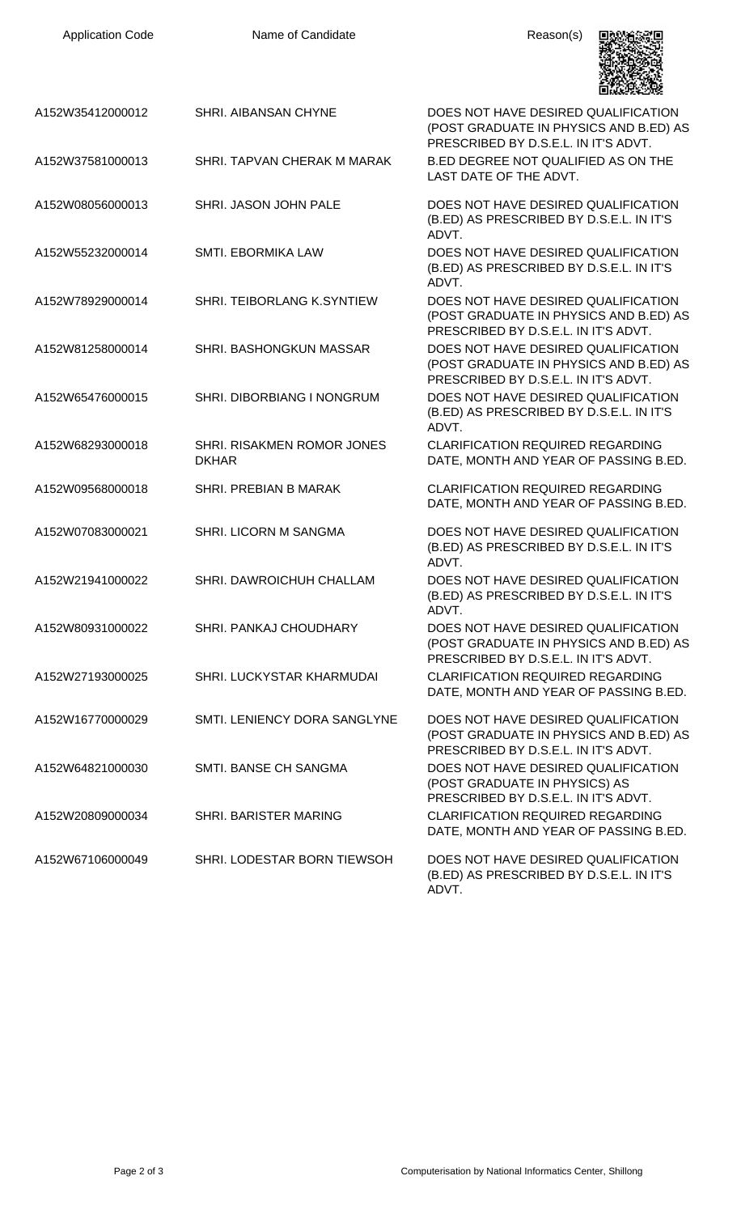| Application Code | Name of Candidate | Reason(s) |
|---|---|---|
| A152W35412000012 | SHRI. AIBANSAN CHYNE | DOES NOT HAVE DESIRED QUALIFICATION (POST GRADUATE IN PHYSICS AND B.ED) AS PRESCRIBED BY D.S.E.L. IN IT'S ADVT. |
| A152W37581000013 | SHRI. TAPVAN CHERAK M MARAK | B.ED DEGREE NOT QUALIFIED AS ON THE LAST DATE OF THE ADVT. |
| A152W08056000013 | SHRI. JASON JOHN PALE | DOES NOT HAVE DESIRED QUALIFICATION (B.ED) AS PRESCRIBED BY D.S.E.L. IN IT'S ADVT. |
| A152W55232000014 | SMTI. EBORMIKA LAW | DOES NOT HAVE DESIRED QUALIFICATION (B.ED) AS PRESCRIBED BY D.S.E.L. IN IT'S ADVT. |
| A152W78929000014 | SHRI. TEIBORLANG K.SYNTIEW | DOES NOT HAVE DESIRED QUALIFICATION (POST GRADUATE IN PHYSICS AND B.ED) AS PRESCRIBED BY D.S.E.L. IN IT'S ADVT. |
| A152W81258000014 | SHRI. BASHONGKUN MASSAR | DOES NOT HAVE DESIRED QUALIFICATION (POST GRADUATE IN PHYSICS AND B.ED) AS PRESCRIBED BY D.S.E.L. IN IT'S ADVT. |
| A152W65476000015 | SHRI. DIBORBIANG I NONGRUM | DOES NOT HAVE DESIRED QUALIFICATION (B.ED) AS PRESCRIBED BY D.S.E.L. IN IT'S ADVT. |
| A152W68293000018 | SHRI. RISAKMEN ROMOR JONES DKHAR | CLARIFICATION REQUIRED REGARDING DATE, MONTH AND YEAR OF PASSING B.ED. |
| A152W09568000018 | SHRI. PREBIAN B MARAK | CLARIFICATION REQUIRED REGARDING DATE, MONTH AND YEAR OF PASSING B.ED. |
| A152W07083000021 | SHRI. LICORN M SANGMA | DOES NOT HAVE DESIRED QUALIFICATION (B.ED) AS PRESCRIBED BY D.S.E.L. IN IT'S ADVT. |
| A152W21941000022 | SHRI. DAWROICHUH CHALLAM | DOES NOT HAVE DESIRED QUALIFICATION (B.ED) AS PRESCRIBED BY D.S.E.L. IN IT'S ADVT. |
| A152W80931000022 | SHRI. PANKAJ CHOUDHARY | DOES NOT HAVE DESIRED QUALIFICATION (POST GRADUATE IN PHYSICS AND B.ED) AS PRESCRIBED BY D.S.E.L. IN IT'S ADVT. |
| A152W27193000025 | SHRI. LUCKYSTAR KHARMUDAI | CLARIFICATION REQUIRED REGARDING DATE, MONTH AND YEAR OF PASSING B.ED. |
| A152W16770000029 | SMTI. LENIENCY DORA SANGLYNE | DOES NOT HAVE DESIRED QUALIFICATION (POST GRADUATE IN PHYSICS AND B.ED) AS PRESCRIBED BY D.S.E.L. IN IT'S ADVT. |
| A152W64821000030 | SMTI. BANSE CH SANGMA | DOES NOT HAVE DESIRED QUALIFICATION (POST GRADUATE IN PHYSICS) AS PRESCRIBED BY D.S.E.L. IN IT'S ADVT. |
| A152W20809000034 | SHRI. BARISTER MARING | CLARIFICATION REQUIRED REGARDING DATE, MONTH AND YEAR OF PASSING B.ED. |
| A152W67106000049 | SHRI. LODESTAR BORN TIEWSOH | DOES NOT HAVE DESIRED QUALIFICATION (B.ED) AS PRESCRIBED BY D.S.E.L. IN IT'S ADVT. |

Computerisation by National Informatics Center, Shillong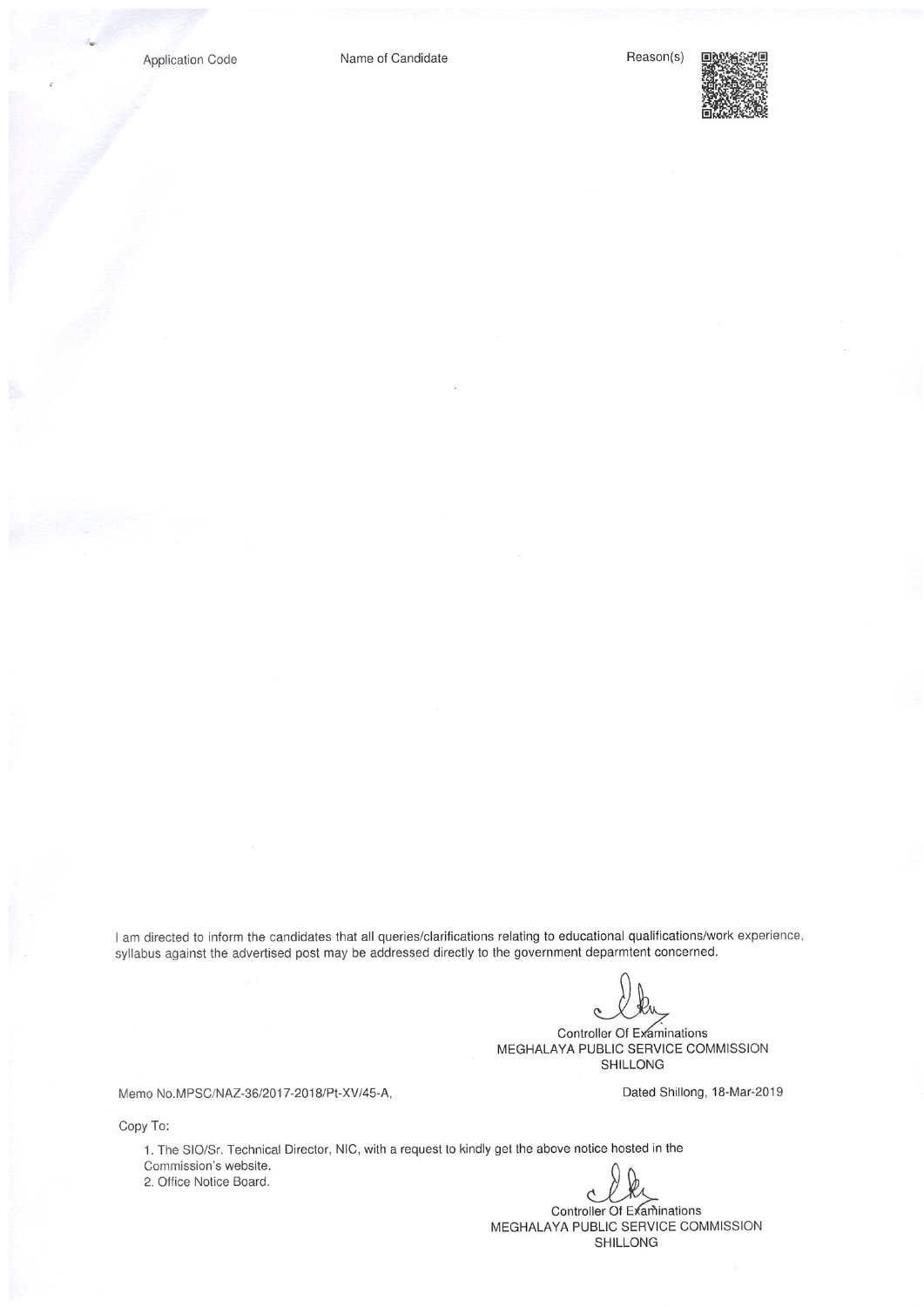| Application Code | Name of Candidate | Reason(s) |
| --- | --- | --- |

I am directed to inform the candidates that all queries/clarifications relating to educational qualifications/work experience, syllabus against the advertised post may be addressed directly to the government deparmtent concerned.

Controller Of Examinations
MEGHALAYA PUBLIC SERVICE COMMISSION
SHILLONG

Memo No.MPSC/NAZ-36/2017-2018/Pt-XV/45-A,

Dated Shillong, 18-Mar-2019

Copy To:

1. The SIO/Sr. Technical Director, NIC, with a request to kindly get the above notice hosted in the Commission's website.
2. Office Notice Board.

Controller Of Examinations
MEGHALAYA PUBLIC SERVICE COMMISSION
SHILLONG